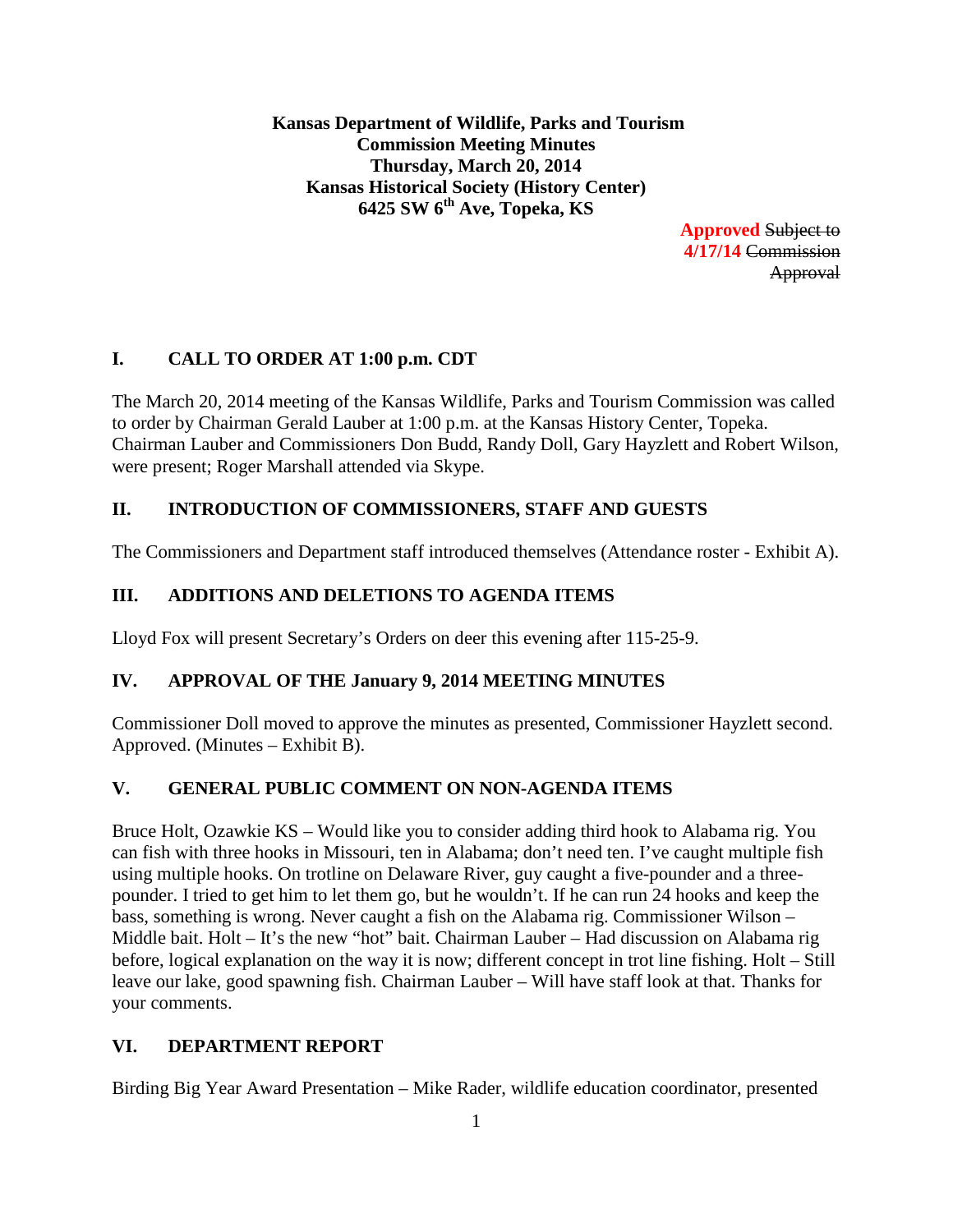**Kansas Department of Wildlife, Parks and Tourism**
**Commission Meeting Minutes**
**Thursday, March 20, 2014**
**Kansas Historical Society (History Center)**
**6425 SW 6th Ave, Topeka, KS**

**Approved** ~~Subject to~~ **4/17/14** ~~Commission Approval~~

## I. CALL TO ORDER AT 1:00 p.m. CDT

The March 20, 2014 meeting of the Kansas Wildlife, Parks and Tourism Commission was called to order by Chairman Gerald Lauber at 1:00 p.m. at the Kansas History Center, Topeka. Chairman Lauber and Commissioners Don Budd, Randy Doll, Gary Hayzlett and Robert Wilson, were present; Roger Marshall attended via Skype.

## II. INTRODUCTION OF COMMISSIONERS, STAFF AND GUESTS

The Commissioners and Department staff introduced themselves (Attendance roster - Exhibit A).

## III. ADDITIONS AND DELETIONS TO AGENDA ITEMS

Lloyd Fox will present Secretary's Orders on deer this evening after 115-25-9.

## IV. APPROVAL OF THE January 9, 2014 MEETING MINUTES

Commissioner Doll moved to approve the minutes as presented, Commissioner Hayzlett second. Approved. (Minutes – Exhibit B).

## V. GENERAL PUBLIC COMMENT ON NON-AGENDA ITEMS

Bruce Holt, Ozawkie KS – Would like you to consider adding third hook to Alabama rig. You can fish with three hooks in Missouri, ten in Alabama; don't need ten. I've caught multiple fish using multiple hooks. On trotline on Delaware River, guy caught a five-pounder and a three-pounder. I tried to get him to let them go, but he wouldn't. If he can run 24 hooks and keep the bass, something is wrong. Never caught a fish on the Alabama rig. Commissioner Wilson – Middle bait. Holt – It's the new "hot" bait. Chairman Lauber – Had discussion on Alabama rig before, logical explanation on the way it is now; different concept in trot line fishing. Holt – Still leave our lake, good spawning fish. Chairman Lauber – Will have staff look at that. Thanks for your comments.

## VI. DEPARTMENT REPORT

Birding Big Year Award Presentation – Mike Rader, wildlife education coordinator, presented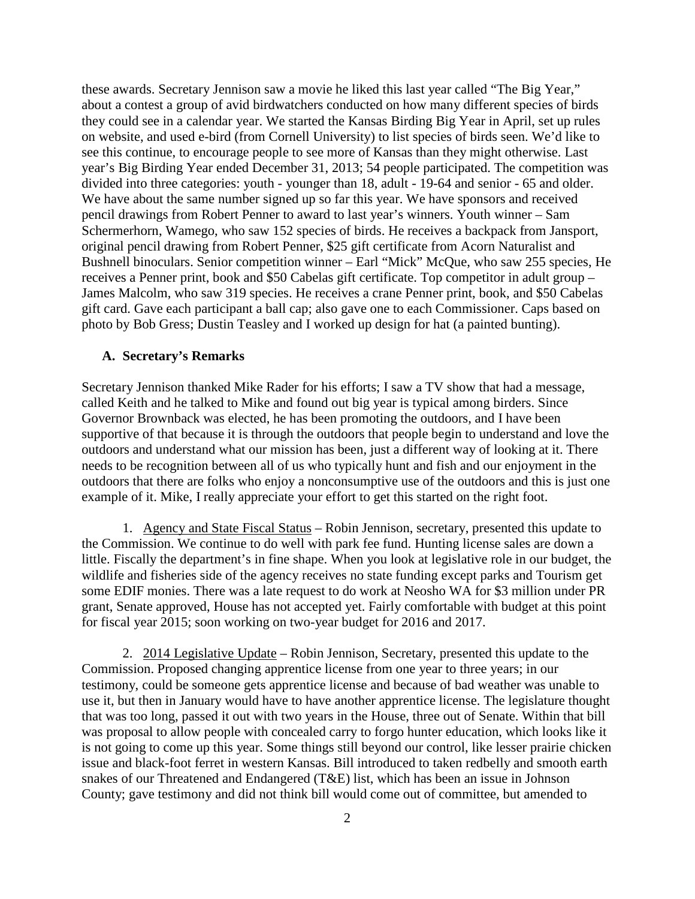these awards. Secretary Jennison saw a movie he liked this last year called "The Big Year," about a contest a group of avid birdwatchers conducted on how many different species of birds they could see in a calendar year. We started the Kansas Birding Big Year in April, set up rules on website, and used e-bird (from Cornell University) to list species of birds seen. We'd like to see this continue, to encourage people to see more of Kansas than they might otherwise. Last year's Big Birding Year ended December 31, 2013; 54 people participated. The competition was divided into three categories: youth - younger than 18, adult - 19-64 and senior - 65 and older. We have about the same number signed up so far this year. We have sponsors and received pencil drawings from Robert Penner to award to last year's winners. Youth winner – Sam Schermerhorn, Wamego, who saw 152 species of birds. He receives a backpack from Jansport, original pencil drawing from Robert Penner, $25 gift certificate from Acorn Naturalist and Bushnell binoculars. Senior competition winner – Earl "Mick" McQue, who saw 255 species, He receives a Penner print, book and $50 Cabelas gift certificate. Top competitor in adult group – James Malcolm, who saw 319 species. He receives a crane Penner print, book, and $50 Cabelas gift card. Gave each participant a ball cap; also gave one to each Commissioner. Caps based on photo by Bob Gress; Dustin Teasley and I worked up design for hat (a painted bunting).

### A. Secretary's Remarks

Secretary Jennison thanked Mike Rader for his efforts; I saw a TV show that had a message, called Keith and he talked to Mike and found out big year is typical among birders. Since Governor Brownback was elected, he has been promoting the outdoors, and I have been supportive of that because it is through the outdoors that people begin to understand and love the outdoors and understand what our mission has been, just a different way of looking at it. There needs to be recognition between all of us who typically hunt and fish and our enjoyment in the outdoors that there are folks who enjoy a nonconsumptive use of the outdoors and this is just one example of it. Mike, I really appreciate your effort to get this started on the right foot.

1. <u>Agency and State Fiscal Status</u> – Robin Jennison, secretary, presented this update to the Commission. We continue to do well with park fee fund. Hunting license sales are down a little. Fiscally the department's in fine shape. When you look at legislative role in our budget, the wildlife and fisheries side of the agency receives no state funding except parks and Tourism get some EDIF monies. There was a late request to do work at Neosho WA for $3 million under PR grant, Senate approved, House has not accepted yet. Fairly comfortable with budget at this point for fiscal year 2015; soon working on two-year budget for 2016 and 2017.

2. <u>2014 Legislative Update</u> – Robin Jennison, Secretary, presented this update to the Commission. Proposed changing apprentice license from one year to three years; in our testimony, could be someone gets apprentice license and because of bad weather was unable to use it, but then in January would have to have another apprentice license. The legislature thought that was too long, passed it out with two years in the House, three out of Senate. Within that bill was proposal to allow people with concealed carry to forgo hunter education, which looks like it is not going to come up this year. Some things still beyond our control, like lesser prairie chicken issue and black-foot ferret in western Kansas. Bill introduced to taken redbelly and smooth earth snakes of our Threatened and Endangered (T&E) list, which has been an issue in Johnson County; gave testimony and did not think bill would come out of committee, but amended to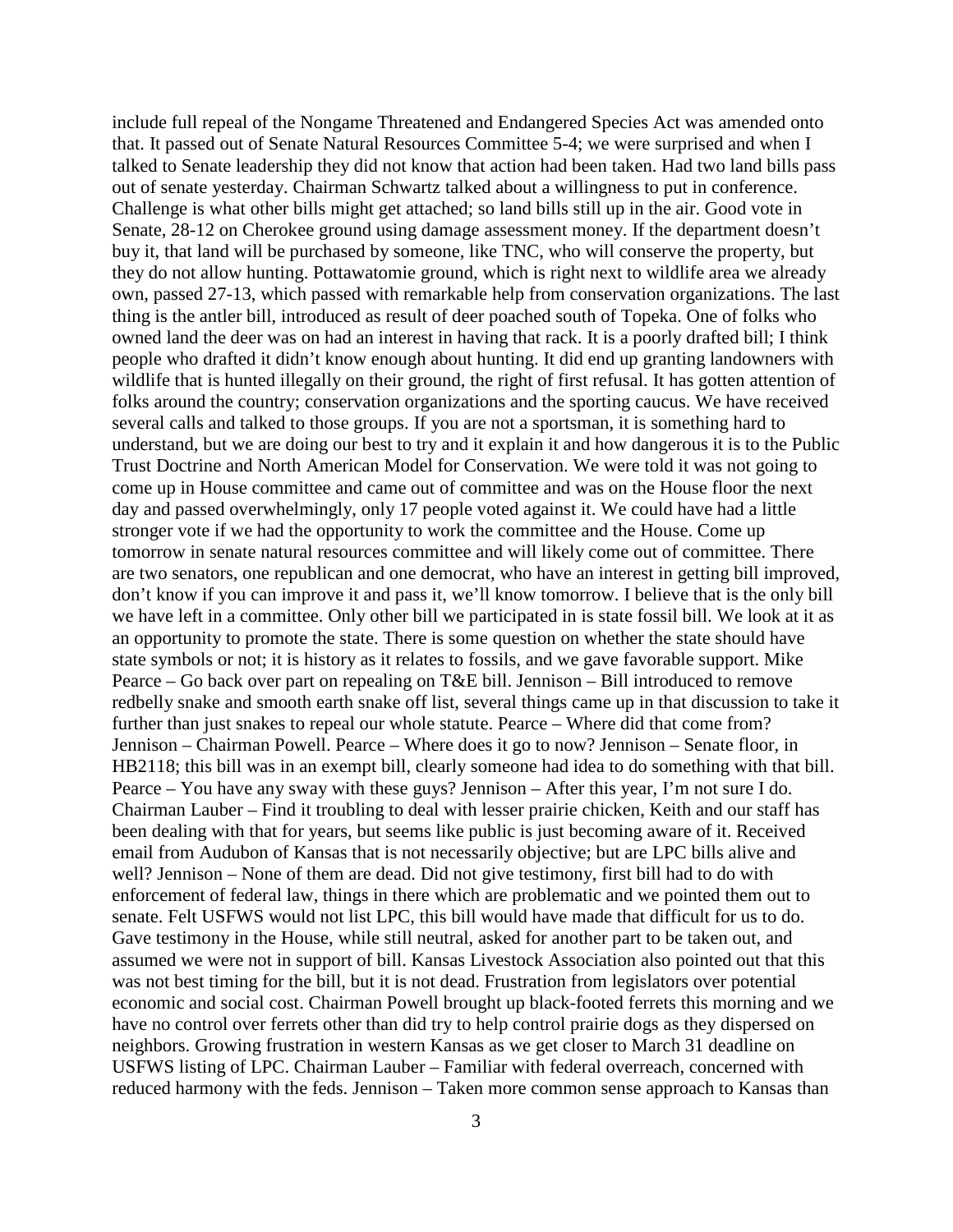include full repeal of the Nongame Threatened and Endangered Species Act was amended onto that. It passed out of Senate Natural Resources Committee 5-4; we were surprised and when I talked to Senate leadership they did not know that action had been taken. Had two land bills pass out of senate yesterday. Chairman Schwartz talked about a willingness to put in conference. Challenge is what other bills might get attached; so land bills still up in the air. Good vote in Senate, 28-12 on Cherokee ground using damage assessment money. If the department doesn't buy it, that land will be purchased by someone, like TNC, who will conserve the property, but they do not allow hunting. Pottawatomie ground, which is right next to wildlife area we already own, passed 27-13, which passed with remarkable help from conservation organizations. The last thing is the antler bill, introduced as result of deer poached south of Topeka. One of folks who owned land the deer was on had an interest in having that rack. It is a poorly drafted bill; I think people who drafted it didn't know enough about hunting. It did end up granting landowners with wildlife that is hunted illegally on their ground, the right of first refusal. It has gotten attention of folks around the country; conservation organizations and the sporting caucus. We have received several calls and talked to those groups. If you are not a sportsman, it is something hard to understand, but we are doing our best to try and it explain it and how dangerous it is to the Public Trust Doctrine and North American Model for Conservation. We were told it was not going to come up in House committee and came out of committee and was on the House floor the next day and passed overwhelmingly, only 17 people voted against it. We could have had a little stronger vote if we had the opportunity to work the committee and the House. Come up tomorrow in senate natural resources committee and will likely come out of committee. There are two senators, one republican and one democrat, who have an interest in getting bill improved, don't know if you can improve it and pass it, we'll know tomorrow. I believe that is the only bill we have left in a committee. Only other bill we participated in is state fossil bill. We look at it as an opportunity to promote the state. There is some question on whether the state should have state symbols or not; it is history as it relates to fossils, and we gave favorable support. Mike Pearce – Go back over part on repealing on T&E bill. Jennison – Bill introduced to remove redbelly snake and smooth earth snake off list, several things came up in that discussion to take it further than just snakes to repeal our whole statute. Pearce – Where did that come from? Jennison – Chairman Powell. Pearce – Where does it go to now? Jennison – Senate floor, in HB2118; this bill was in an exempt bill, clearly someone had idea to do something with that bill. Pearce – You have any sway with these guys? Jennison – After this year, I'm not sure I do. Chairman Lauber – Find it troubling to deal with lesser prairie chicken, Keith and our staff has been dealing with that for years, but seems like public is just becoming aware of it. Received email from Audubon of Kansas that is not necessarily objective; but are LPC bills alive and well? Jennison – None of them are dead. Did not give testimony, first bill had to do with enforcement of federal law, things in there which are problematic and we pointed them out to senate. Felt USFWS would not list LPC, this bill would have made that difficult for us to do. Gave testimony in the House, while still neutral, asked for another part to be taken out, and assumed we were not in support of bill. Kansas Livestock Association also pointed out that this was not best timing for the bill, but it is not dead. Frustration from legislators over potential economic and social cost. Chairman Powell brought up black-footed ferrets this morning and we have no control over ferrets other than did try to help control prairie dogs as they dispersed on neighbors. Growing frustration in western Kansas as we get closer to March 31 deadline on USFWS listing of LPC. Chairman Lauber – Familiar with federal overreach, concerned with reduced harmony with the feds. Jennison – Taken more common sense approach to Kansas than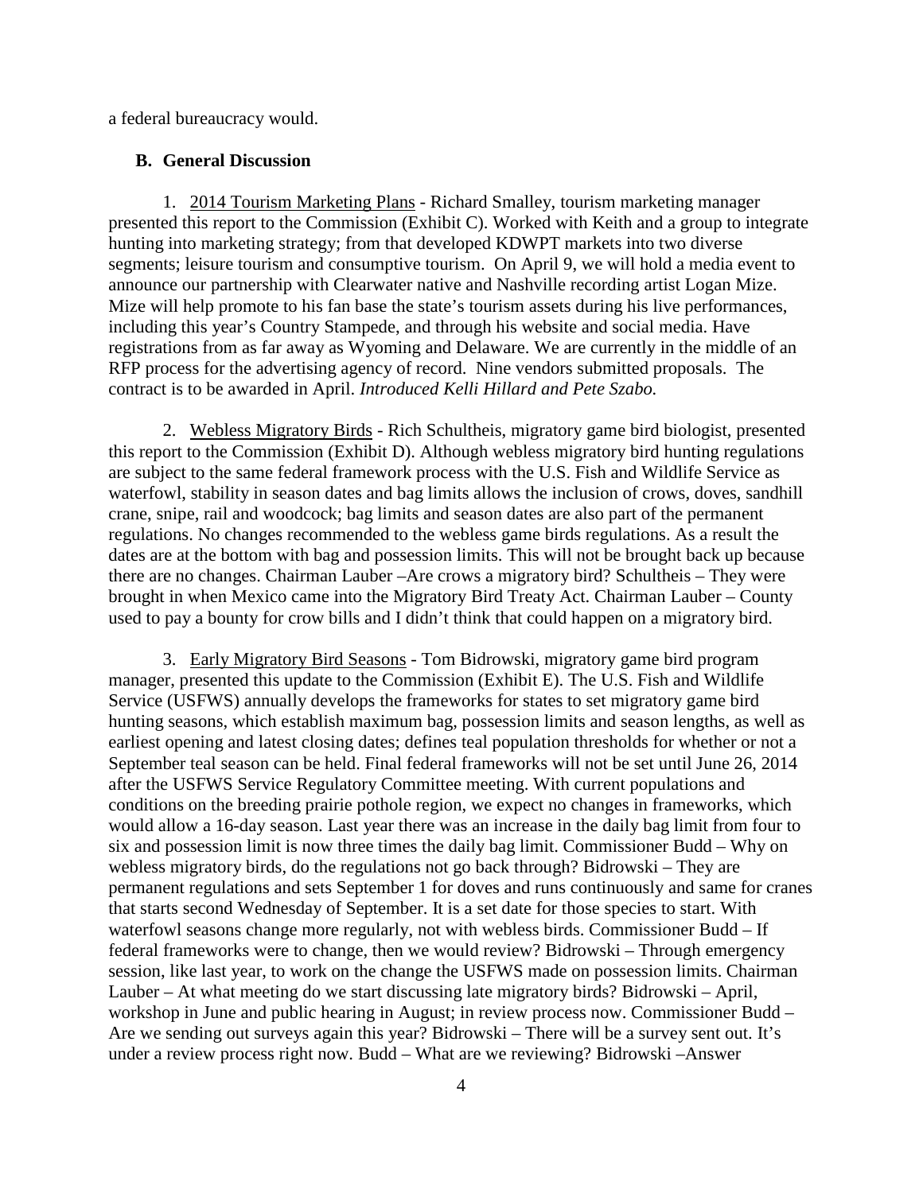a federal bureaucracy would.

### B. General Discussion

1. <u>2014 Tourism Marketing Plans</u> - Richard Smalley, tourism marketing manager presented this report to the Commission (Exhibit C). Worked with Keith and a group to integrate hunting into marketing strategy; from that developed KDWPT markets into two diverse segments; leisure tourism and consumptive tourism. On April 9, we will hold a media event to announce our partnership with Clearwater native and Nashville recording artist Logan Mize. Mize will help promote to his fan base the state's tourism assets during his live performances, including this year's Country Stampede, and through his website and social media. Have registrations from as far away as Wyoming and Delaware. We are currently in the middle of an RFP process for the advertising agency of record. Nine vendors submitted proposals. The contract is to be awarded in April. *Introduced Kelli Hillard and Pete Szabo.*

2. <u>Webless Migratory Birds</u> - Rich Schultheis, migratory game bird biologist, presented this report to the Commission (Exhibit D). Although webless migratory bird hunting regulations are subject to the same federal framework process with the U.S. Fish and Wildlife Service as waterfowl, stability in season dates and bag limits allows the inclusion of crows, doves, sandhill crane, snipe, rail and woodcock; bag limits and season dates are also part of the permanent regulations. No changes recommended to the webless game birds regulations. As a result the dates are at the bottom with bag and possession limits. This will not be brought back up because there are no changes. Chairman Lauber –Are crows a migratory bird? Schultheis – They were brought in when Mexico came into the Migratory Bird Treaty Act. Chairman Lauber – County used to pay a bounty for crow bills and I didn't think that could happen on a migratory bird.

3. <u>Early Migratory Bird Seasons</u> - Tom Bidrowski, migratory game bird program manager, presented this update to the Commission (Exhibit E). The U.S. Fish and Wildlife Service (USFWS) annually develops the frameworks for states to set migratory game bird hunting seasons, which establish maximum bag, possession limits and season lengths, as well as earliest opening and latest closing dates; defines teal population thresholds for whether or not a September teal season can be held. Final federal frameworks will not be set until June 26, 2014 after the USFWS Service Regulatory Committee meeting. With current populations and conditions on the breeding prairie pothole region, we expect no changes in frameworks, which would allow a 16-day season. Last year there was an increase in the daily bag limit from four to six and possession limit is now three times the daily bag limit. Commissioner Budd – Why on webless migratory birds, do the regulations not go back through? Bidrowski – They are permanent regulations and sets September 1 for doves and runs continuously and same for cranes that starts second Wednesday of September. It is a set date for those species to start. With waterfowl seasons change more regularly, not with webless birds. Commissioner Budd – If federal frameworks were to change, then we would review? Bidrowski – Through emergency session, like last year, to work on the change the USFWS made on possession limits. Chairman Lauber – At what meeting do we start discussing late migratory birds? Bidrowski – April, workshop in June and public hearing in August; in review process now. Commissioner Budd – Are we sending out surveys again this year? Bidrowski – There will be a survey sent out. It's under a review process right now. Budd – What are we reviewing? Bidrowski –Answer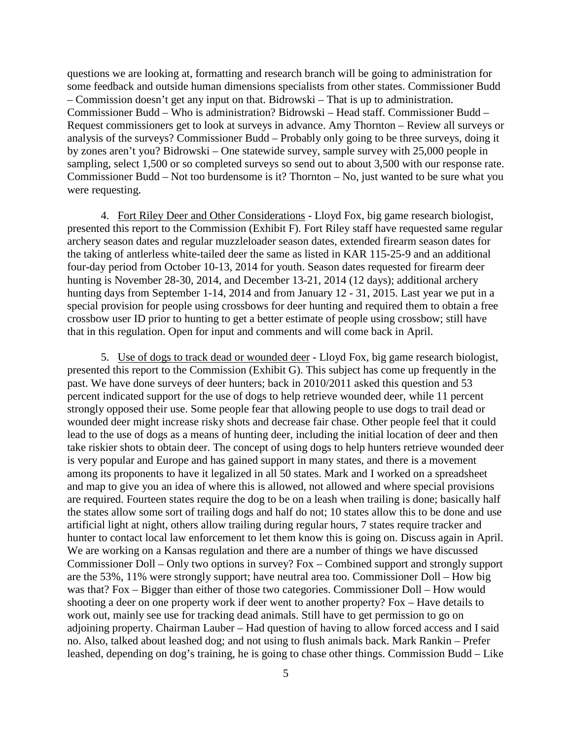questions we are looking at, formatting and research branch will be going to administration for some feedback and outside human dimensions specialists from other states. Commissioner Budd – Commission doesn't get any input on that. Bidrowski – That is up to administration. Commissioner Budd – Who is administration? Bidrowski – Head staff. Commissioner Budd – Request commissioners get to look at surveys in advance. Amy Thornton – Review all surveys or analysis of the surveys? Commissioner Budd – Probably only going to be three surveys, doing it by zones aren't you? Bidrowski – One statewide survey, sample survey with 25,000 people in sampling, select 1,500 or so completed surveys so send out to about 3,500 with our response rate. Commissioner Budd – Not too burdensome is it? Thornton – No, just wanted to be sure what you were requesting.

4. <u>Fort Riley Deer and Other Considerations</u> - Lloyd Fox, big game research biologist, presented this report to the Commission (Exhibit F). Fort Riley staff have requested same regular archery season dates and regular muzzleloader season dates, extended firearm season dates for the taking of antlerless white-tailed deer the same as listed in KAR 115-25-9 and an additional four-day period from October 10-13, 2014 for youth. Season dates requested for firearm deer hunting is November 28-30, 2014, and December 13-21, 2014 (12 days); additional archery hunting days from September 1-14, 2014 and from January 12 - 31, 2015. Last year we put in a special provision for people using crossbows for deer hunting and required them to obtain a free crossbow user ID prior to hunting to get a better estimate of people using crossbow; still have that in this regulation. Open for input and comments and will come back in April.

5. <u>Use of dogs to track dead or wounded deer</u> - Lloyd Fox, big game research biologist, presented this report to the Commission (Exhibit G). This subject has come up frequently in the past. We have done surveys of deer hunters; back in 2010/2011 asked this question and 53 percent indicated support for the use of dogs to help retrieve wounded deer, while 11 percent strongly opposed their use. Some people fear that allowing people to use dogs to trail dead or wounded deer might increase risky shots and decrease fair chase. Other people feel that it could lead to the use of dogs as a means of hunting deer, including the initial location of deer and then take riskier shots to obtain deer. The concept of using dogs to help hunters retrieve wounded deer is very popular and Europe and has gained support in many states, and there is a movement among its proponents to have it legalized in all 50 states. Mark and I worked on a spreadsheet and map to give you an idea of where this is allowed, not allowed and where special provisions are required. Fourteen states require the dog to be on a leash when trailing is done; basically half the states allow some sort of trailing dogs and half do not; 10 states allow this to be done and use artificial light at night, others allow trailing during regular hours, 7 states require tracker and hunter to contact local law enforcement to let them know this is going on. Discuss again in April. We are working on a Kansas regulation and there are a number of things we have discussed Commissioner Doll – Only two options in survey? Fox – Combined support and strongly support are the 53%, 11% were strongly support; have neutral area too. Commissioner Doll – How big was that? Fox – Bigger than either of those two categories. Commissioner Doll – How would shooting a deer on one property work if deer went to another property? Fox – Have details to work out, mainly see use for tracking dead animals. Still have to get permission to go on adjoining property. Chairman Lauber – Had question of having to allow forced access and I said no. Also, talked about leashed dog; and not using to flush animals back. Mark Rankin – Prefer leashed, depending on dog's training, he is going to chase other things. Commission Budd – Like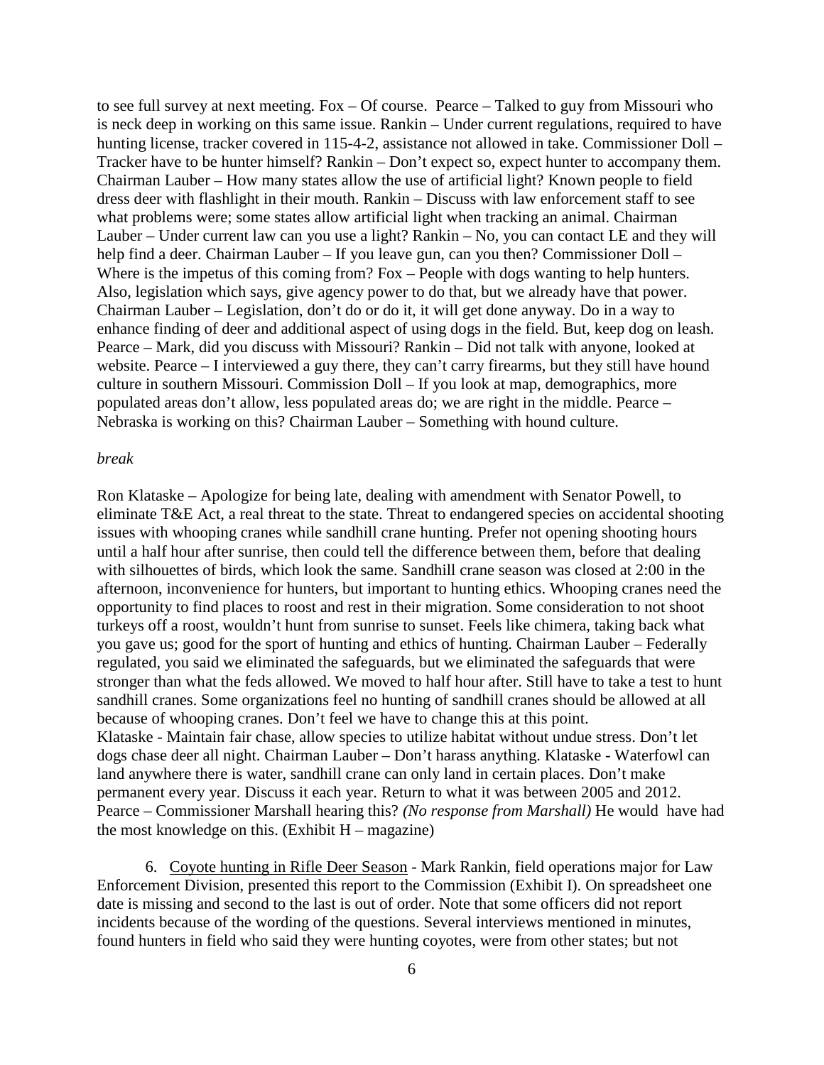to see full survey at next meeting. Fox – Of course. Pearce – Talked to guy from Missouri who is neck deep in working on this same issue. Rankin – Under current regulations, required to have hunting license, tracker covered in 115-4-2, assistance not allowed in take. Commissioner Doll – Tracker have to be hunter himself? Rankin – Don't expect so, expect hunter to accompany them. Chairman Lauber – How many states allow the use of artificial light? Known people to field dress deer with flashlight in their mouth. Rankin – Discuss with law enforcement staff to see what problems were; some states allow artificial light when tracking an animal. Chairman Lauber – Under current law can you use a light? Rankin – No, you can contact LE and they will help find a deer. Chairman Lauber – If you leave gun, can you then? Commissioner Doll – Where is the impetus of this coming from? Fox – People with dogs wanting to help hunters. Also, legislation which says, give agency power to do that, but we already have that power. Chairman Lauber – Legislation, don't do or do it, it will get done anyway. Do in a way to enhance finding of deer and additional aspect of using dogs in the field. But, keep dog on leash. Pearce – Mark, did you discuss with Missouri? Rankin – Did not talk with anyone, looked at website. Pearce – I interviewed a guy there, they can't carry firearms, but they still have hound culture in southern Missouri. Commission Doll – If you look at map, demographics, more populated areas don't allow, less populated areas do; we are right in the middle. Pearce – Nebraska is working on this? Chairman Lauber – Something with hound culture.

*break*

Ron Klataske – Apologize for being late, dealing with amendment with Senator Powell, to eliminate T&E Act, a real threat to the state. Threat to endangered species on accidental shooting issues with whooping cranes while sandhill crane hunting. Prefer not opening shooting hours until a half hour after sunrise, then could tell the difference between them, before that dealing with silhouettes of birds, which look the same. Sandhill crane season was closed at 2:00 in the afternoon, inconvenience for hunters, but important to hunting ethics. Whooping cranes need the opportunity to find places to roost and rest in their migration. Some consideration to not shoot turkeys off a roost, wouldn't hunt from sunrise to sunset. Feels like chimera, taking back what you gave us; good for the sport of hunting and ethics of hunting. Chairman Lauber – Federally regulated, you said we eliminated the safeguards, but we eliminated the safeguards that were stronger than what the feds allowed. We moved to half hour after. Still have to take a test to hunt sandhill cranes. Some organizations feel no hunting of sandhill cranes should be allowed at all because of whooping cranes. Don't feel we have to change this at this point.
Klataske - Maintain fair chase, allow species to utilize habitat without undue stress. Don't let dogs chase deer all night. Chairman Lauber – Don't harass anything. Klataske - Waterfowl can land anywhere there is water, sandhill crane can only land in certain places. Don't make permanent every year. Discuss it each year. Return to what it was between 2005 and 2012. Pearce – Commissioner Marshall hearing this? *(No response from Marshall)* He would have had the most knowledge on this. (Exhibit H – magazine)

6. Coyote hunting in Rifle Deer Season - Mark Rankin, field operations major for Law Enforcement Division, presented this report to the Commission (Exhibit I). On spreadsheet one date is missing and second to the last is out of order. Note that some officers did not report incidents because of the wording of the questions. Several interviews mentioned in minutes, found hunters in field who said they were hunting coyotes, were from other states; but not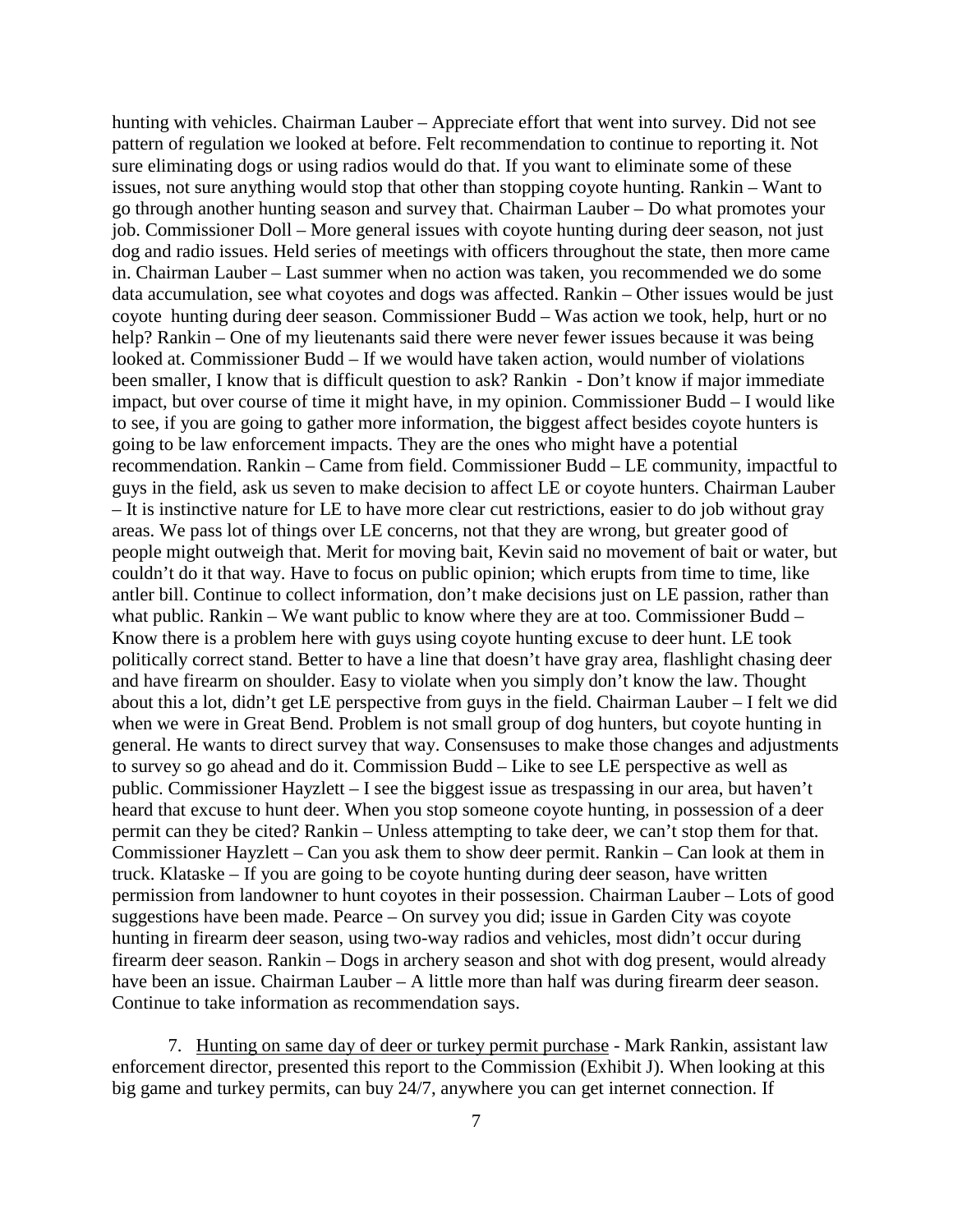hunting with vehicles. Chairman Lauber – Appreciate effort that went into survey. Did not see pattern of regulation we looked at before. Felt recommendation to continue to reporting it. Not sure eliminating dogs or using radios would do that. If you want to eliminate some of these issues, not sure anything would stop that other than stopping coyote hunting. Rankin – Want to go through another hunting season and survey that. Chairman Lauber – Do what promotes your job. Commissioner Doll – More general issues with coyote hunting during deer season, not just dog and radio issues. Held series of meetings with officers throughout the state, then more came in. Chairman Lauber – Last summer when no action was taken, you recommended we do some data accumulation, see what coyotes and dogs was affected. Rankin – Other issues would be just coyote hunting during deer season. Commissioner Budd – Was action we took, help, hurt or no help? Rankin – One of my lieutenants said there were never fewer issues because it was being looked at. Commissioner Budd – If we would have taken action, would number of violations been smaller, I know that is difficult question to ask? Rankin - Don't know if major immediate impact, but over course of time it might have, in my opinion. Commissioner Budd – I would like to see, if you are going to gather more information, the biggest affect besides coyote hunters is going to be law enforcement impacts. They are the ones who might have a potential recommendation. Rankin – Came from field. Commissioner Budd – LE community, impactful to guys in the field, ask us seven to make decision to affect LE or coyote hunters. Chairman Lauber – It is instinctive nature for LE to have more clear cut restrictions, easier to do job without gray areas. We pass lot of things over LE concerns, not that they are wrong, but greater good of people might outweigh that. Merit for moving bait, Kevin said no movement of bait or water, but couldn't do it that way. Have to focus on public opinion; which erupts from time to time, like antler bill. Continue to collect information, don't make decisions just on LE passion, rather than what public. Rankin – We want public to know where they are at too. Commissioner Budd – Know there is a problem here with guys using coyote hunting excuse to deer hunt. LE took politically correct stand. Better to have a line that doesn't have gray area, flashlight chasing deer and have firearm on shoulder. Easy to violate when you simply don't know the law. Thought about this a lot, didn't get LE perspective from guys in the field. Chairman Lauber – I felt we did when we were in Great Bend. Problem is not small group of dog hunters, but coyote hunting in general. He wants to direct survey that way. Consensuses to make those changes and adjustments to survey so go ahead and do it. Commission Budd – Like to see LE perspective as well as public. Commissioner Hayzlett – I see the biggest issue as trespassing in our area, but haven't heard that excuse to hunt deer. When you stop someone coyote hunting, in possession of a deer permit can they be cited? Rankin – Unless attempting to take deer, we can't stop them for that. Commissioner Hayzlett – Can you ask them to show deer permit. Rankin – Can look at them in truck. Klataske – If you are going to be coyote hunting during deer season, have written permission from landowner to hunt coyotes in their possession. Chairman Lauber – Lots of good suggestions have been made. Pearce – On survey you did; issue in Garden City was coyote hunting in firearm deer season, using two-way radios and vehicles, most didn't occur during firearm deer season. Rankin – Dogs in archery season and shot with dog present, would already have been an issue. Chairman Lauber – A little more than half was during firearm deer season. Continue to take information as recommendation says.

7. Hunting on same day of deer or turkey permit purchase - Mark Rankin, assistant law enforcement director, presented this report to the Commission (Exhibit J). When looking at this big game and turkey permits, can buy 24/7, anywhere you can get internet connection. If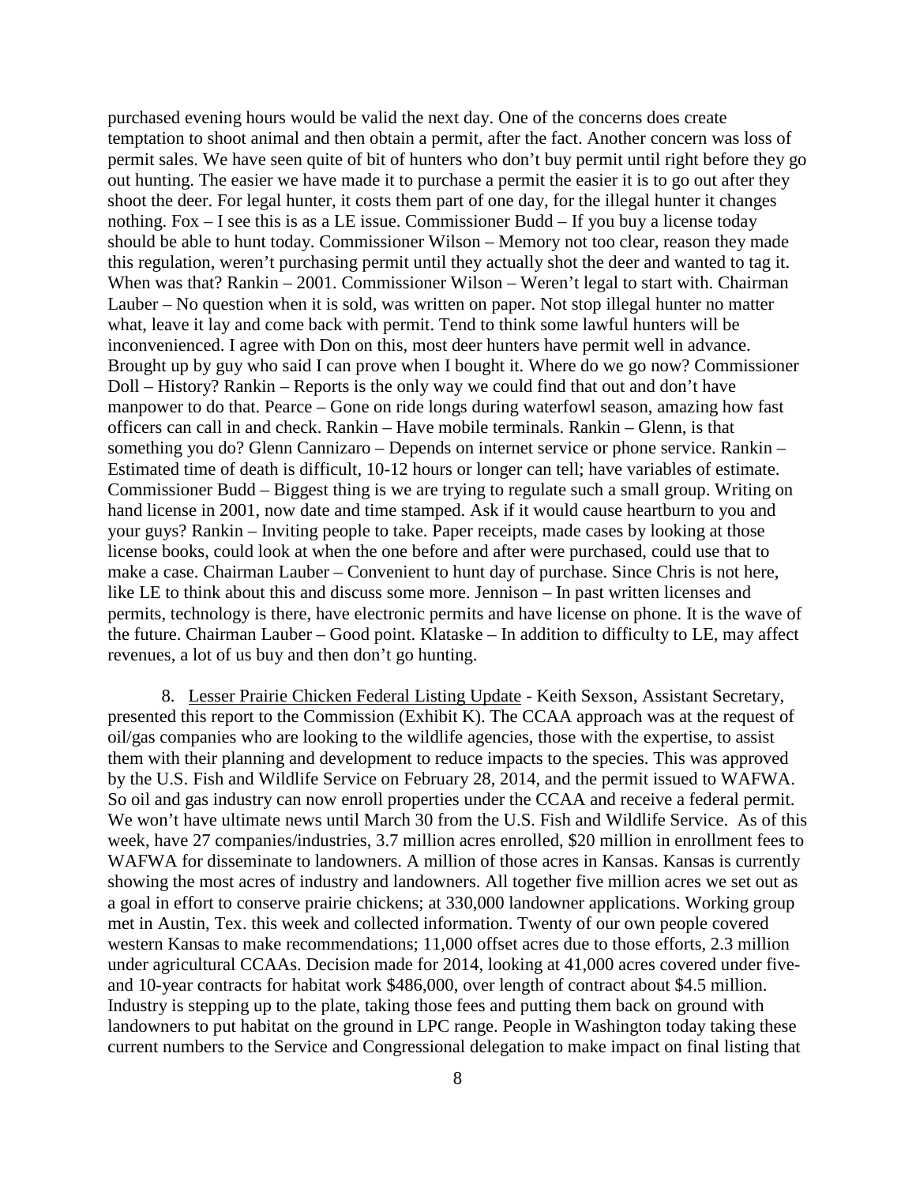purchased evening hours would be valid the next day. One of the concerns does create temptation to shoot animal and then obtain a permit, after the fact. Another concern was loss of permit sales. We have seen quite of bit of hunters who don't buy permit until right before they go out hunting. The easier we have made it to purchase a permit the easier it is to go out after they shoot the deer. For legal hunter, it costs them part of one day, for the illegal hunter it changes nothing. Fox – I see this is as a LE issue. Commissioner Budd – If you buy a license today should be able to hunt today. Commissioner Wilson – Memory not too clear, reason they made this regulation, weren't purchasing permit until they actually shot the deer and wanted to tag it. When was that? Rankin – 2001. Commissioner Wilson – Weren't legal to start with. Chairman Lauber – No question when it is sold, was written on paper. Not stop illegal hunter no matter what, leave it lay and come back with permit. Tend to think some lawful hunters will be inconvenienced. I agree with Don on this, most deer hunters have permit well in advance. Brought up by guy who said I can prove when I bought it. Where do we go now? Commissioner Doll – History? Rankin – Reports is the only way we could find that out and don't have manpower to do that. Pearce – Gone on ride longs during waterfowl season, amazing how fast officers can call in and check. Rankin – Have mobile terminals. Rankin – Glenn, is that something you do? Glenn Cannizaro – Depends on internet service or phone service. Rankin – Estimated time of death is difficult, 10-12 hours or longer can tell; have variables of estimate. Commissioner Budd – Biggest thing is we are trying to regulate such a small group. Writing on hand license in 2001, now date and time stamped. Ask if it would cause heartburn to you and your guys? Rankin – Inviting people to take. Paper receipts, made cases by looking at those license books, could look at when the one before and after were purchased, could use that to make a case. Chairman Lauber – Convenient to hunt day of purchase. Since Chris is not here, like LE to think about this and discuss some more. Jennison – In past written licenses and permits, technology is there, have electronic permits and have license on phone. It is the wave of the future. Chairman Lauber – Good point. Klataske – In addition to difficulty to LE, may affect revenues, a lot of us buy and then don't go hunting.

8. Lesser Prairie Chicken Federal Listing Update - Keith Sexson, Assistant Secretary, presented this report to the Commission (Exhibit K). The CCAA approach was at the request of oil/gas companies who are looking to the wildlife agencies, those with the expertise, to assist them with their planning and development to reduce impacts to the species. This was approved by the U.S. Fish and Wildlife Service on February 28, 2014, and the permit issued to WAFWA. So oil and gas industry can now enroll properties under the CCAA and receive a federal permit. We won't have ultimate news until March 30 from the U.S. Fish and Wildlife Service. As of this week, have 27 companies/industries, 3.7 million acres enrolled, $20 million in enrollment fees to WAFWA for disseminate to landowners. A million of those acres in Kansas. Kansas is currently showing the most acres of industry and landowners. All together five million acres we set out as a goal in effort to conserve prairie chickens; at 330,000 landowner applications. Working group met in Austin, Tex. this week and collected information. Twenty of our own people covered western Kansas to make recommendations; 11,000 offset acres due to those efforts, 2.3 million under agricultural CCAAs. Decision made for 2014, looking at 41,000 acres covered under five- and 10-year contracts for habitat work $486,000, over length of contract about $4.5 million. Industry is stepping up to the plate, taking those fees and putting them back on ground with landowners to put habitat on the ground in LPC range. People in Washington today taking these current numbers to the Service and Congressional delegation to make impact on final listing that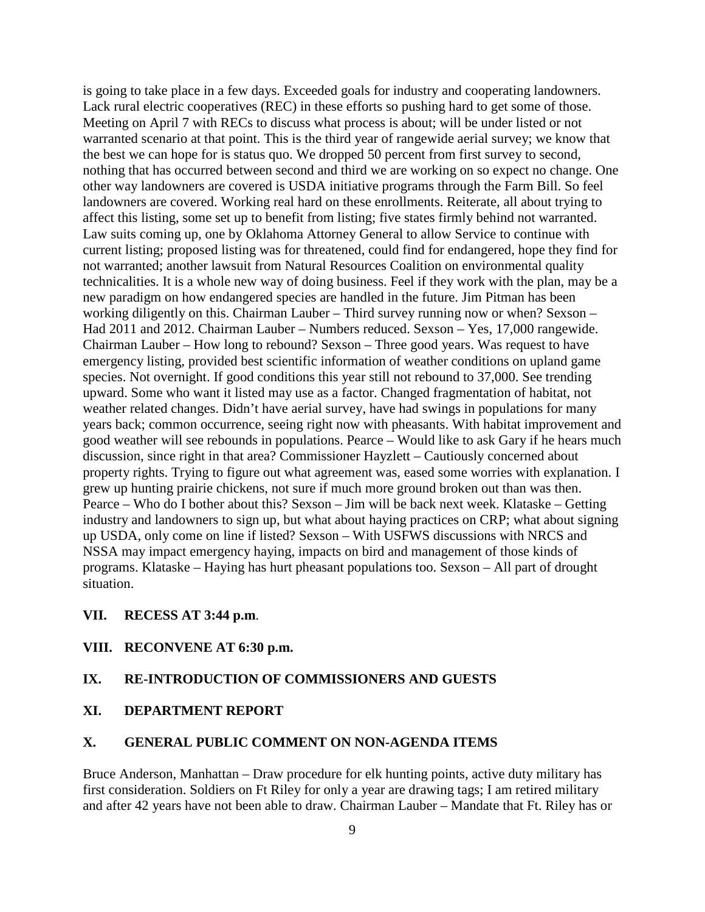is going to take place in a few days. Exceeded goals for industry and cooperating landowners. Lack rural electric cooperatives (REC) in these efforts so pushing hard to get some of those. Meeting on April 7 with RECs to discuss what process is about; will be under listed or not warranted scenario at that point. This is the third year of rangewide aerial survey; we know that the best we can hope for is status quo. We dropped 50 percent from first survey to second, nothing that has occurred between second and third we are working on so expect no change. One other way landowners are covered is USDA initiative programs through the Farm Bill. So feel landowners are covered. Working real hard on these enrollments. Reiterate, all about trying to affect this listing, some set up to benefit from listing; five states firmly behind not warranted. Law suits coming up, one by Oklahoma Attorney General to allow Service to continue with current listing; proposed listing was for threatened, could find for endangered, hope they find for not warranted; another lawsuit from Natural Resources Coalition on environmental quality technicalities. It is a whole new way of doing business. Feel if they work with the plan, may be a new paradigm on how endangered species are handled in the future. Jim Pitman has been working diligently on this. Chairman Lauber – Third survey running now or when? Sexson – Had 2011 and 2012. Chairman Lauber – Numbers reduced. Sexson – Yes, 17,000 rangewide. Chairman Lauber – How long to rebound? Sexson – Three good years. Was request to have emergency listing, provided best scientific information of weather conditions on upland game species. Not overnight. If good conditions this year still not rebound to 37,000. See trending upward. Some who want it listed may use as a factor. Changed fragmentation of habitat, not weather related changes. Didn't have aerial survey, have had swings in populations for many years back; common occurrence, seeing right now with pheasants. With habitat improvement and good weather will see rebounds in populations. Pearce – Would like to ask Gary if he hears much discussion, since right in that area? Commissioner Hayzlett – Cautiously concerned about property rights. Trying to figure out what agreement was, eased some worries with explanation. I grew up hunting prairie chickens, not sure if much more ground broken out than was then. Pearce – Who do I bother about this? Sexson – Jim will be back next week. Klataske – Getting industry and landowners to sign up, but what about haying practices on CRP; what about signing up USDA, only come on line if listed? Sexson – With USFWS discussions with NRCS and NSSA may impact emergency haying, impacts on bird and management of those kinds of programs. Klataske – Haying has hurt pheasant populations too. Sexson – All part of drought situation.

**VII. RECESS AT 3:44 p.m.**

**VIII. RECONVENE AT 6:30 p.m.**

**IX. RE-INTRODUCTION OF COMMISSIONERS AND GUESTS**

**XI. DEPARTMENT REPORT**

**X. GENERAL PUBLIC COMMENT ON NON-AGENDA ITEMS**

Bruce Anderson, Manhattan – Draw procedure for elk hunting points, active duty military has first consideration. Soldiers on Ft Riley for only a year are drawing tags; I am retired military and after 42 years have not been able to draw. Chairman Lauber – Mandate that Ft. Riley has or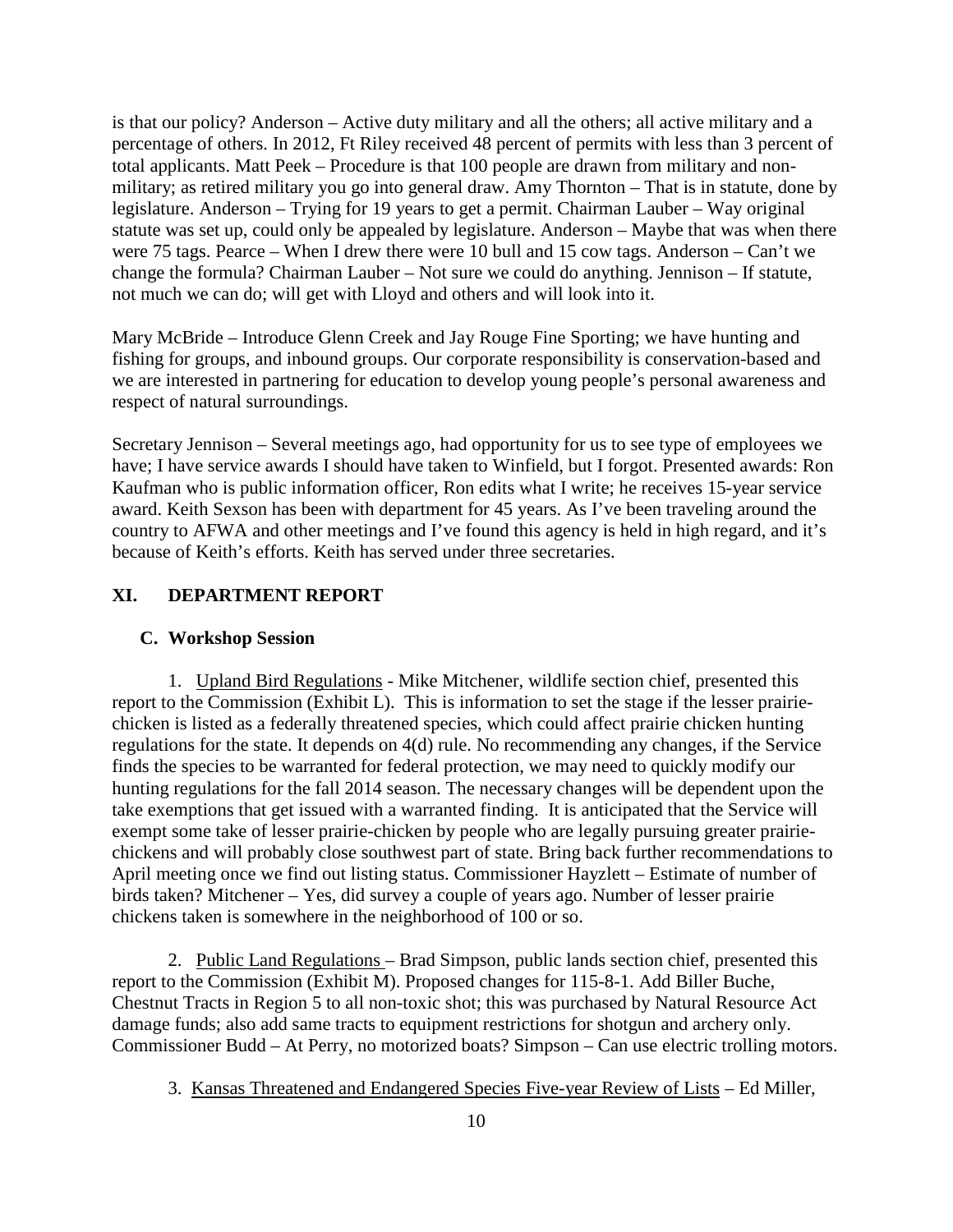is that our policy? Anderson – Active duty military and all the others; all active military and a percentage of others. In 2012, Ft Riley received 48 percent of permits with less than 3 percent of total applicants. Matt Peek – Procedure is that 100 people are drawn from military and non-military; as retired military you go into general draw. Amy Thornton – That is in statute, done by legislature. Anderson – Trying for 19 years to get a permit. Chairman Lauber – Way original statute was set up, could only be appealed by legislature. Anderson – Maybe that was when there were 75 tags. Pearce – When I drew there were 10 bull and 15 cow tags. Anderson – Can't we change the formula? Chairman Lauber – Not sure we could do anything. Jennison – If statute, not much we can do; will get with Lloyd and others and will look into it.

Mary McBride – Introduce Glenn Creek and Jay Rouge Fine Sporting; we have hunting and fishing for groups, and inbound groups. Our corporate responsibility is conservation-based and we are interested in partnering for education to develop young people's personal awareness and respect of natural surroundings.

Secretary Jennison – Several meetings ago, had opportunity for us to see type of employees we have; I have service awards I should have taken to Winfield, but I forgot. Presented awards: Ron Kaufman who is public information officer, Ron edits what I write; he receives 15-year service award. Keith Sexson has been with department for 45 years. As I've been traveling around the country to AFWA and other meetings and I've found this agency is held in high regard, and it's because of Keith's efforts. Keith has served under three secretaries.

## XI. DEPARTMENT REPORT

### C. Workshop Session

1. Upland Bird Regulations - Mike Mitchener, wildlife section chief, presented this report to the Commission (Exhibit L). This is information to set the stage if the lesser prairie-chicken is listed as a federally threatened species, which could affect prairie chicken hunting regulations for the state. It depends on 4(d) rule. No recommending any changes, if the Service finds the species to be warranted for federal protection, we may need to quickly modify our hunting regulations for the fall 2014 season. The necessary changes will be dependent upon the take exemptions that get issued with a warranted finding. It is anticipated that the Service will exempt some take of lesser prairie-chicken by people who are legally pursuing greater prairie-chickens and will probably close southwest part of state. Bring back further recommendations to April meeting once we find out listing status. Commissioner Hayzlett – Estimate of number of birds taken? Mitchener – Yes, did survey a couple of years ago. Number of lesser prairie chickens taken is somewhere in the neighborhood of 100 or so.

2. Public Land Regulations – Brad Simpson, public lands section chief, presented this report to the Commission (Exhibit M). Proposed changes for 115-8-1. Add Biller Buche, Chestnut Tracts in Region 5 to all non-toxic shot; this was purchased by Natural Resource Act damage funds; also add same tracts to equipment restrictions for shotgun and archery only. Commissioner Budd – At Perry, no motorized boats? Simpson – Can use electric trolling motors.

3. Kansas Threatened and Endangered Species Five-year Review of Lists – Ed Miller,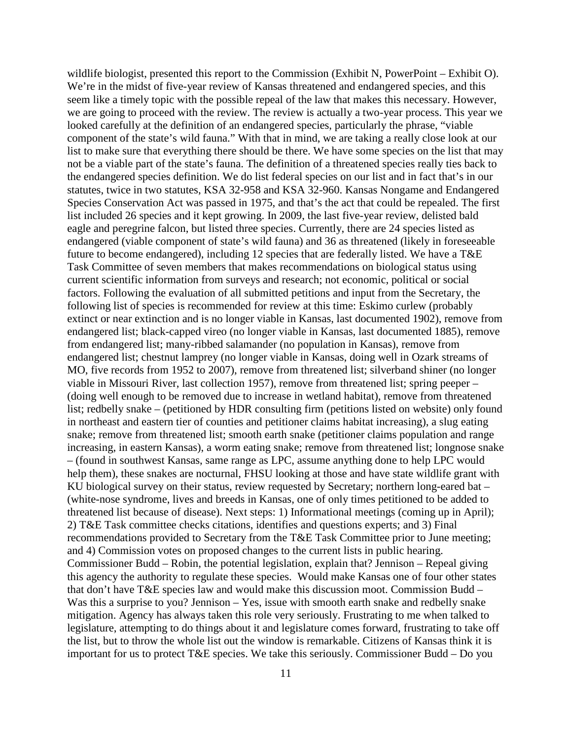wildlife biologist, presented this report to the Commission (Exhibit N, PowerPoint – Exhibit O). We're in the midst of five-year review of Kansas threatened and endangered species, and this seem like a timely topic with the possible repeal of the law that makes this necessary. However, we are going to proceed with the review. The review is actually a two-year process. This year we looked carefully at the definition of an endangered species, particularly the phrase, "viable component of the state's wild fauna." With that in mind, we are taking a really close look at our list to make sure that everything there should be there. We have some species on the list that may not be a viable part of the state's fauna. The definition of a threatened species really ties back to the endangered species definition. We do list federal species on our list and in fact that's in our statutes, twice in two statutes, KSA 32-958 and KSA 32-960. Kansas Nongame and Endangered Species Conservation Act was passed in 1975, and that's the act that could be repealed. The first list included 26 species and it kept growing. In 2009, the last five-year review, delisted bald eagle and peregrine falcon, but listed three species. Currently, there are 24 species listed as endangered (viable component of state's wild fauna) and 36 as threatened (likely in foreseeable future to become endangered), including 12 species that are federally listed. We have a T&E Task Committee of seven members that makes recommendations on biological status using current scientific information from surveys and research; not economic, political or social factors. Following the evaluation of all submitted petitions and input from the Secretary, the following list of species is recommended for review at this time: Eskimo curlew (probably extinct or near extinction and is no longer viable in Kansas, last documented 1902), remove from endangered list; black-capped vireo (no longer viable in Kansas, last documented 1885), remove from endangered list; many-ribbed salamander (no population in Kansas), remove from endangered list; chestnut lamprey (no longer viable in Kansas, doing well in Ozark streams of MO, five records from 1952 to 2007), remove from threatened list; silverband shiner (no longer viable in Missouri River, last collection 1957), remove from threatened list; spring peeper – (doing well enough to be removed due to increase in wetland habitat), remove from threatened list; redbelly snake – (petitioned by HDR consulting firm (petitions listed on website) only found in northeast and eastern tier of counties and petitioner claims habitat increasing), a slug eating snake; remove from threatened list; smooth earth snake (petitioner claims population and range increasing, in eastern Kansas), a worm eating snake; remove from threatened list; longnose snake – (found in southwest Kansas, same range as LPC, assume anything done to help LPC would help them), these snakes are nocturnal, FHSU looking at those and have state wildlife grant with KU biological survey on their status, review requested by Secretary; northern long-eared bat – (white-nose syndrome, lives and breeds in Kansas, one of only times petitioned to be added to threatened list because of disease). Next steps: 1) Informational meetings (coming up in April); 2) T&E Task committee checks citations, identifies and questions experts; and 3) Final recommendations provided to Secretary from the T&E Task Committee prior to June meeting; and 4) Commission votes on proposed changes to the current lists in public hearing. Commissioner Budd – Robin, the potential legislation, explain that? Jennison – Repeal giving this agency the authority to regulate these species. Would make Kansas one of four other states that don't have T&E species law and would make this discussion moot. Commission Budd – Was this a surprise to you? Jennison – Yes, issue with smooth earth snake and redbelly snake mitigation. Agency has always taken this role very seriously. Frustrating to me when talked to legislature, attempting to do things about it and legislature comes forward, frustrating to take off the list, but to throw the whole list out the window is remarkable. Citizens of Kansas think it is important for us to protect T&E species. We take this seriously. Commissioner Budd – Do you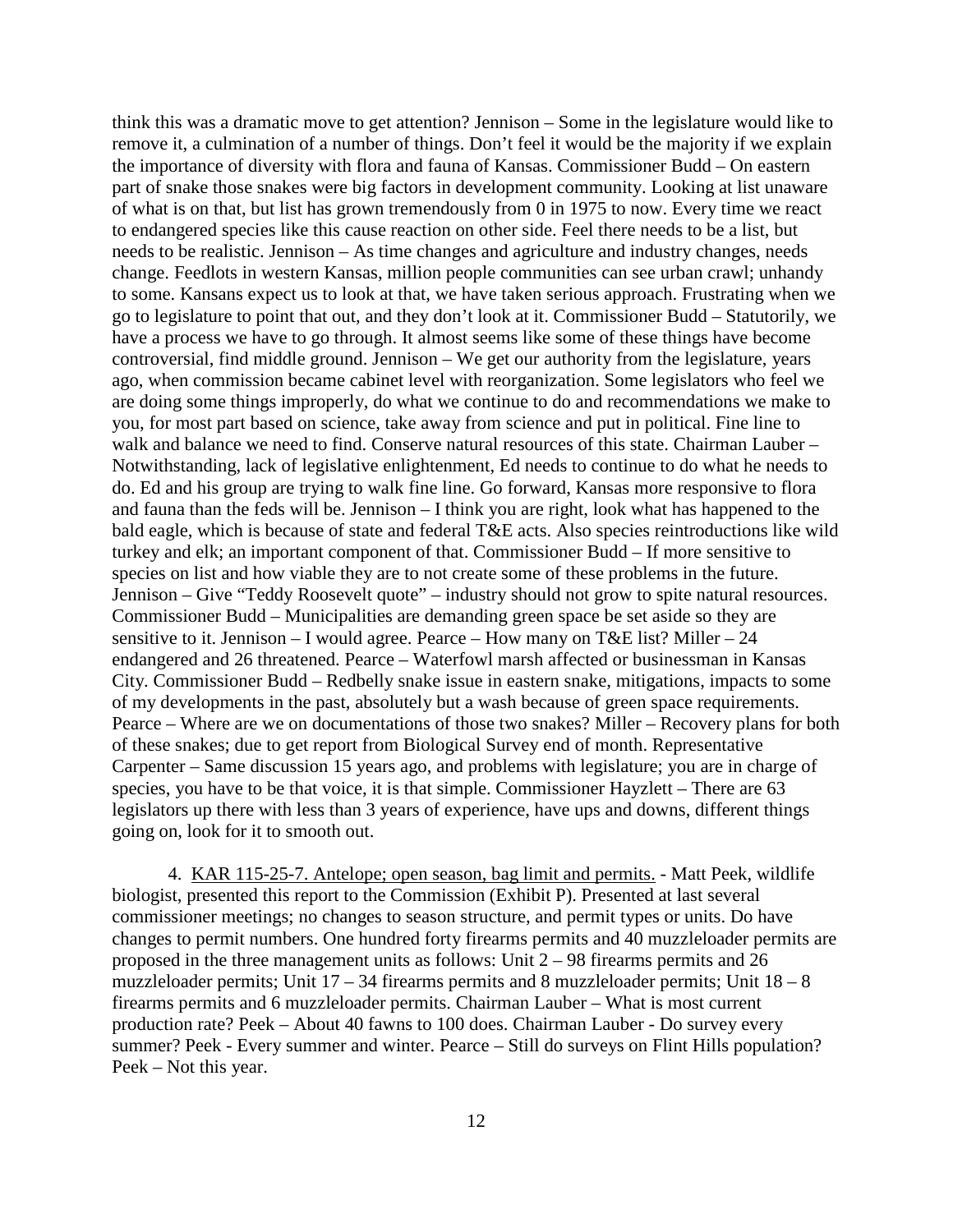think this was a dramatic move to get attention? Jennison – Some in the legislature would like to remove it, a culmination of a number of things. Don't feel it would be the majority if we explain the importance of diversity with flora and fauna of Kansas. Commissioner Budd – On eastern part of snake those snakes were big factors in development community. Looking at list unaware of what is on that, but list has grown tremendously from 0 in 1975 to now. Every time we react to endangered species like this cause reaction on other side. Feel there needs to be a list, but needs to be realistic. Jennison – As time changes and agriculture and industry changes, needs change. Feedlots in western Kansas, million people communities can see urban crawl; unhandy to some. Kansans expect us to look at that, we have taken serious approach. Frustrating when we go to legislature to point that out, and they don't look at it. Commissioner Budd – Statutorily, we have a process we have to go through. It almost seems like some of these things have become controversial, find middle ground. Jennison – We get our authority from the legislature, years ago, when commission became cabinet level with reorganization. Some legislators who feel we are doing some things improperly, do what we continue to do and recommendations we make to you, for most part based on science, take away from science and put in political. Fine line to walk and balance we need to find. Conserve natural resources of this state. Chairman Lauber – Notwithstanding, lack of legislative enlightenment, Ed needs to continue to do what he needs to do. Ed and his group are trying to walk fine line. Go forward, Kansas more responsive to flora and fauna than the feds will be. Jennison – I think you are right, look what has happened to the bald eagle, which is because of state and federal T&E acts. Also species reintroductions like wild turkey and elk; an important component of that. Commissioner Budd – If more sensitive to species on list and how viable they are to not create some of these problems in the future. Jennison – Give "Teddy Roosevelt quote" – industry should not grow to spite natural resources. Commissioner Budd – Municipalities are demanding green space be set aside so they are sensitive to it. Jennison – I would agree. Pearce – How many on T&E list? Miller – 24 endangered and 26 threatened. Pearce – Waterfowl marsh affected or businessman in Kansas City. Commissioner Budd – Redbelly snake issue in eastern snake, mitigations, impacts to some of my developments in the past, absolutely but a wash because of green space requirements. Pearce – Where are we on documentations of those two snakes? Miller – Recovery plans for both of these snakes; due to get report from Biological Survey end of month. Representative Carpenter – Same discussion 15 years ago, and problems with legislature; you are in charge of species, you have to be that voice, it is that simple. Commissioner Hayzlett – There are 63 legislators up there with less than 3 years of experience, have ups and downs, different things going on, look for it to smooth out.

4. KAR 115-25-7. Antelope; open season, bag limit and permits. - Matt Peek, wildlife biologist, presented this report to the Commission (Exhibit P). Presented at last several commissioner meetings; no changes to season structure, and permit types or units. Do have changes to permit numbers. One hundred forty firearms permits and 40 muzzleloader permits are proposed in the three management units as follows: Unit 2 – 98 firearms permits and 26 muzzleloader permits; Unit 17 – 34 firearms permits and 8 muzzleloader permits; Unit 18 – 8 firearms permits and 6 muzzleloader permits. Chairman Lauber – What is most current production rate? Peek – About 40 fawns to 100 does. Chairman Lauber - Do survey every summer? Peek - Every summer and winter. Pearce – Still do surveys on Flint Hills population? Peek – Not this year.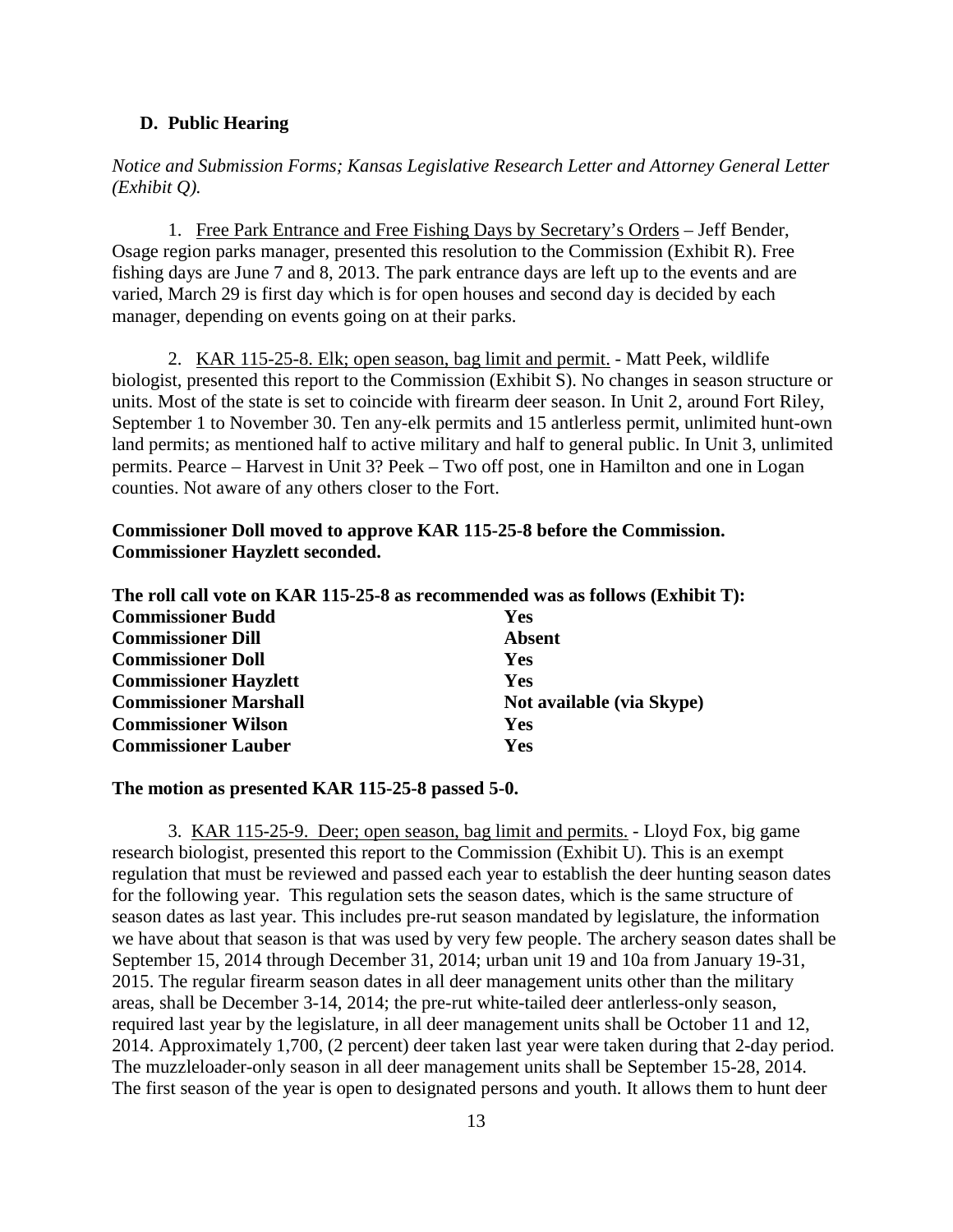### D. Public Hearing

*Notice and Submission Forms; Kansas Legislative Research Letter and Attorney General Letter (Exhibit Q).*

1. Free Park Entrance and Free Fishing Days by Secretary's Orders – Jeff Bender, Osage region parks manager, presented this resolution to the Commission (Exhibit R). Free fishing days are June 7 and 8, 2013. The park entrance days are left up to the events and are varied, March 29 is first day which is for open houses and second day is decided by each manager, depending on events going on at their parks.

2. KAR 115-25-8. Elk; open season, bag limit and permit. - Matt Peek, wildlife biologist, presented this report to the Commission (Exhibit S). No changes in season structure or units. Most of the state is set to coincide with firearm deer season. In Unit 2, around Fort Riley, September 1 to November 30. Ten any-elk permits and 15 antlerless permit, unlimited hunt-own land permits; as mentioned half to active military and half to general public. In Unit 3, unlimited permits. Pearce – Harvest in Unit 3? Peek – Two off post, one in Hamilton and one in Logan counties. Not aware of any others closer to the Fort.

**Commissioner Doll moved to approve KAR 115-25-8 before the Commission. Commissioner Hayzlett seconded.**

**The roll call vote on KAR 115-25-8 as recommended was as follows (Exhibit T):**

| | |
|---|---|
| **Commissioner Budd** | **Yes** |
| **Commissioner Dill** | **Absent** |
| **Commissioner Doll** | **Yes** |
| **Commissioner Hayzlett** | **Yes** |
| **Commissioner Marshall** | **Not available (via Skype)** |
| **Commissioner Wilson** | **Yes** |
| **Commissioner Lauber** | **Yes** |

**The motion as presented KAR 115-25-8 passed 5-0.**

3. KAR 115-25-9. Deer; open season, bag limit and permits. - Lloyd Fox, big game research biologist, presented this report to the Commission (Exhibit U). This is an exempt regulation that must be reviewed and passed each year to establish the deer hunting season dates for the following year. This regulation sets the season dates, which is the same structure of season dates as last year. This includes pre-rut season mandated by legislature, the information we have about that season is that was used by very few people. The archery season dates shall be September 15, 2014 through December 31, 2014; urban unit 19 and 10a from January 19-31, 2015. The regular firearm season dates in all deer management units other than the military areas, shall be December 3-14, 2014; the pre-rut white-tailed deer antlerless-only season, required last year by the legislature, in all deer management units shall be October 11 and 12, 2014. Approximately 1,700, (2 percent) deer taken last year were taken during that 2-day period. The muzzleloader-only season in all deer management units shall be September 15-28, 2014. The first season of the year is open to designated persons and youth. It allows them to hunt deer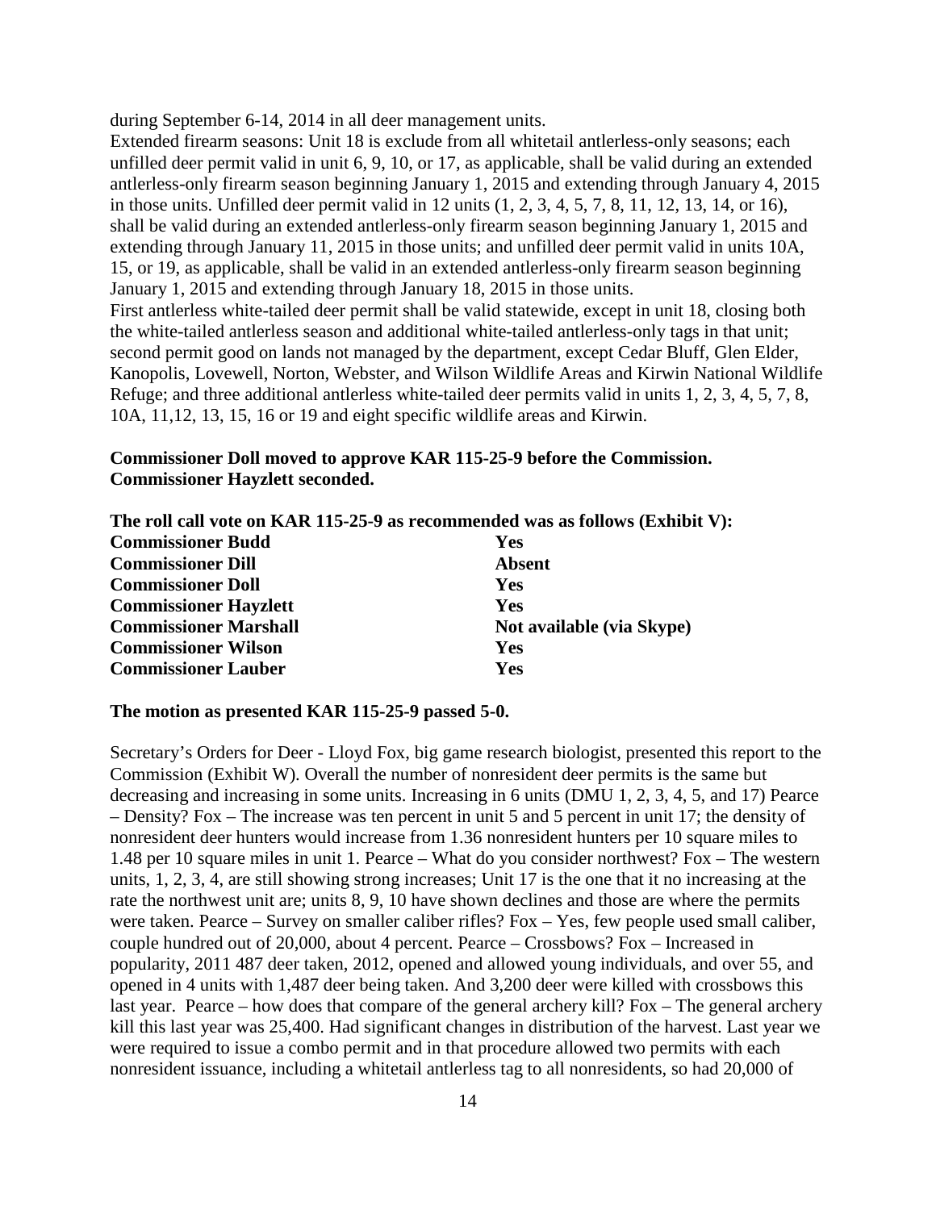during September 6-14, 2014 in all deer management units.
Extended firearm seasons: Unit 18 is exclude from all whitetail antlerless-only seasons; each unfilled deer permit valid in unit 6, 9, 10, or 17, as applicable, shall be valid during an extended antlerless-only firearm season beginning January 1, 2015 and extending through January 4, 2015 in those units. Unfilled deer permit valid in 12 units (1, 2, 3, 4, 5, 7, 8, 11, 12, 13, 14, or 16), shall be valid during an extended antlerless-only firearm season beginning January 1, 2015 and extending through January 11, 2015 in those units; and unfilled deer permit valid in units 10A, 15, or 19, as applicable, shall be valid in an extended antlerless-only firearm season beginning January 1, 2015 and extending through January 18, 2015 in those units.
First antlerless white-tailed deer permit shall be valid statewide, except in unit 18, closing both the white-tailed antlerless season and additional white-tailed antlerless-only tags in that unit; second permit good on lands not managed by the department, except Cedar Bluff, Glen Elder, Kanopolis, Lovewell, Norton, Webster, and Wilson Wildlife Areas and Kirwin National Wildlife Refuge; and three additional antlerless white-tailed deer permits valid in units 1, 2, 3, 4, 5, 7, 8, 10A, 11,12, 13, 15, 16 or 19 and eight specific wildlife areas and Kirwin.

**Commissioner Doll moved to approve KAR 115-25-9 before the Commission. Commissioner Hayzlett seconded.**

**The roll call vote on KAR 115-25-9 as recommended was as follows (Exhibit V):**

| | |
|---|---|
| **Commissioner Budd** | **Yes** |
| **Commissioner Dill** | **Absent** |
| **Commissioner Doll** | **Yes** |
| **Commissioner Hayzlett** | **Yes** |
| **Commissioner Marshall** | **Not available (via Skype)** |
| **Commissioner Wilson** | **Yes** |
| **Commissioner Lauber** | **Yes** |

**The motion as presented KAR 115-25-9 passed 5-0.**

Secretary's Orders for Deer - Lloyd Fox, big game research biologist, presented this report to the Commission (Exhibit W). Overall the number of nonresident deer permits is the same but decreasing and increasing in some units. Increasing in 6 units (DMU 1, 2, 3, 4, 5, and 17) Pearce – Density? Fox – The increase was ten percent in unit 5 and 5 percent in unit 17; the density of nonresident deer hunters would increase from 1.36 nonresident hunters per 10 square miles to 1.48 per 10 square miles in unit 1. Pearce – What do you consider northwest? Fox – The western units, 1, 2, 3, 4, are still showing strong increases; Unit 17 is the one that it no increasing at the rate the northwest unit are; units 8, 9, 10 have shown declines and those are where the permits were taken. Pearce – Survey on smaller caliber rifles? Fox – Yes, few people used small caliber, couple hundred out of 20,000, about 4 percent. Pearce – Crossbows? Fox – Increased in popularity, 2011 487 deer taken, 2012, opened and allowed young individuals, and over 55, and opened in 4 units with 1,487 deer being taken. And 3,200 deer were killed with crossbows this last year. Pearce – how does that compare of the general archery kill? Fox – The general archery kill this last year was 25,400. Had significant changes in distribution of the harvest. Last year we were required to issue a combo permit and in that procedure allowed two permits with each nonresident issuance, including a whitetail antlerless tag to all nonresidents, so had 20,000 of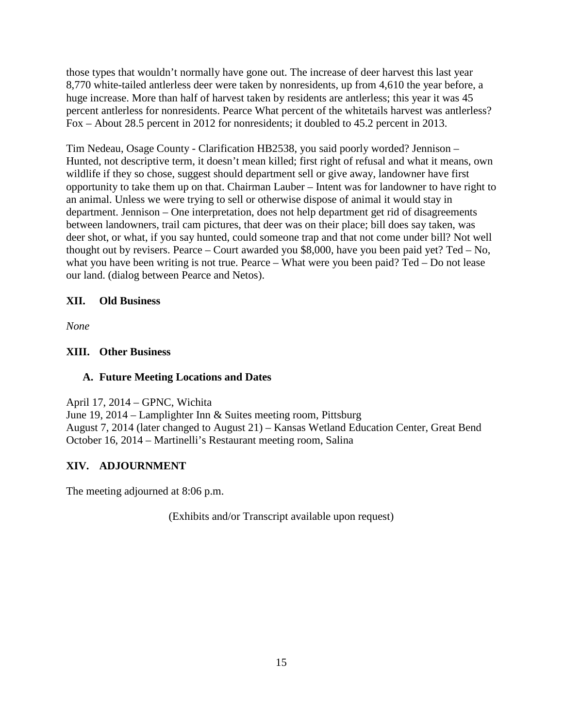those types that wouldn't normally have gone out. The increase of deer harvest this last year 8,770 white-tailed antlerless deer were taken by nonresidents, up from 4,610 the year before, a huge increase. More than half of harvest taken by residents are antlerless; this year it was 45 percent antlerless for nonresidents. Pearce What percent of the whitetails harvest was antlerless? Fox – About 28.5 percent in 2012 for nonresidents; it doubled to 45.2 percent in 2013.

Tim Nedeau, Osage County - Clarification HB2538, you said poorly worded? Jennison – Hunted, not descriptive term, it doesn't mean killed; first right of refusal and what it means, own wildlife if they so chose, suggest should department sell or give away, landowner have first opportunity to take them up on that. Chairman Lauber – Intent was for landowner to have right to an animal. Unless we were trying to sell or otherwise dispose of animal it would stay in department. Jennison – One interpretation, does not help department get rid of disagreements between landowners, trail cam pictures, that deer was on their place; bill does say taken, was deer shot, or what, if you say hunted, could someone trap and that not come under bill? Not well thought out by revisers. Pearce – Court awarded you $8,000, have you been paid yet? Ted – No, what you have been writing is not true. Pearce – What were you been paid? Ted – Do not lease our land. (dialog between Pearce and Netos).

## XII. Old Business

*None*

## XIII. Other Business

### A. Future Meeting Locations and Dates

April 17, 2014 – GPNC, Wichita
June 19, 2014 – Lamplighter Inn & Suites meeting room, Pittsburg
August 7, 2014 (later changed to August 21) – Kansas Wetland Education Center, Great Bend
October 16, 2014 – Martinelli's Restaurant meeting room, Salina

## XIV. ADJOURNMENT

The meeting adjourned at 8:06 p.m.

(Exhibits and/or Transcript available upon request)